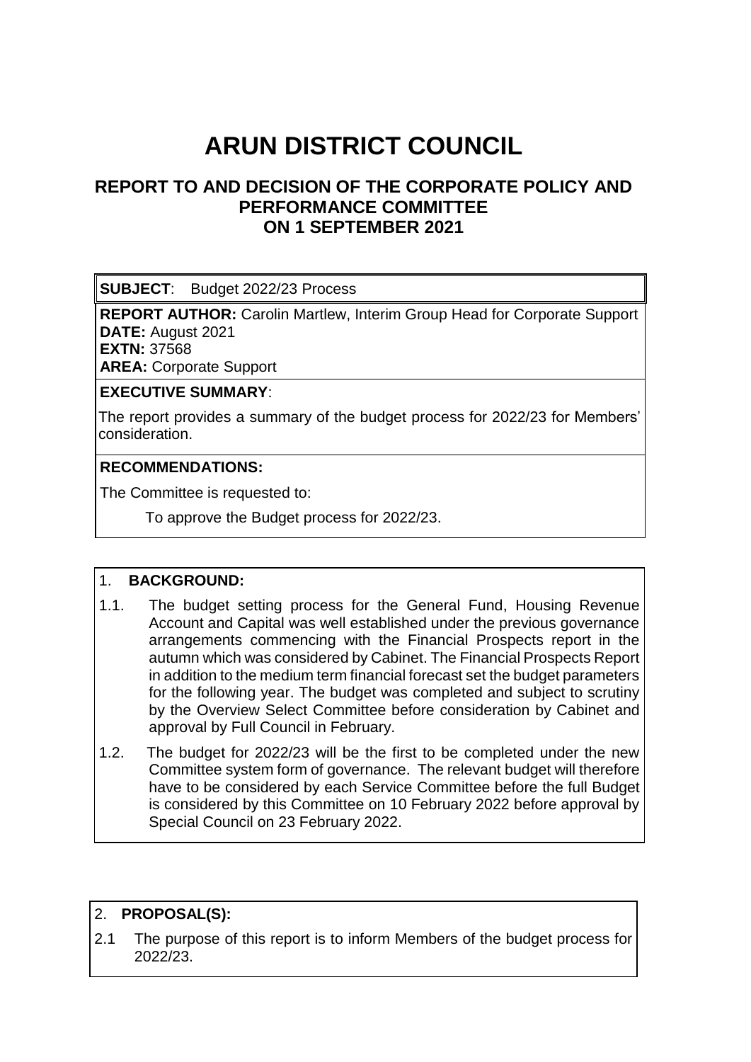# ARUN DISTRICT COUNCIL

## REPORT TO AND DECISION OF THE CORPORATE POLICY AND PERFORMANCE COMMITTEE ON 1 SEPTEMBER 2021

**SUBJECT**: Budget 2022/23 Process

**REPORT AUTHOR:** Carolin Martlew, Interim Group Head for Corporate Support
**DATE:** August 2021
**EXTN:** 37568
**AREA:** Corporate Support

**EXECUTIVE SUMMARY**:

The report provides a summary of the budget process for 2022/23 for Members' consideration.

**RECOMMENDATIONS:**

The Committee is requested to:

To approve the Budget process for 2022/23.

### 1. BACKGROUND:

1.1. The budget setting process for the General Fund, Housing Revenue Account and Capital was well established under the previous governance arrangements commencing with the Financial Prospects report in the autumn which was considered by Cabinet. The Financial Prospects Report in addition to the medium term financial forecast set the budget parameters for the following year. The budget was completed and subject to scrutiny by the Overview Select Committee before consideration by Cabinet and approval by Full Council in February.

1.2. The budget for 2022/23 will be the first to be completed under the new Committee system form of governance. The relevant budget will therefore have to be considered by each Service Committee before the full Budget is considered by this Committee on 10 February 2022 before approval by Special Council on 23 February 2022.

### 2. PROPOSAL(S):

2.1 The purpose of this report is to inform Members of the budget process for 2022/23.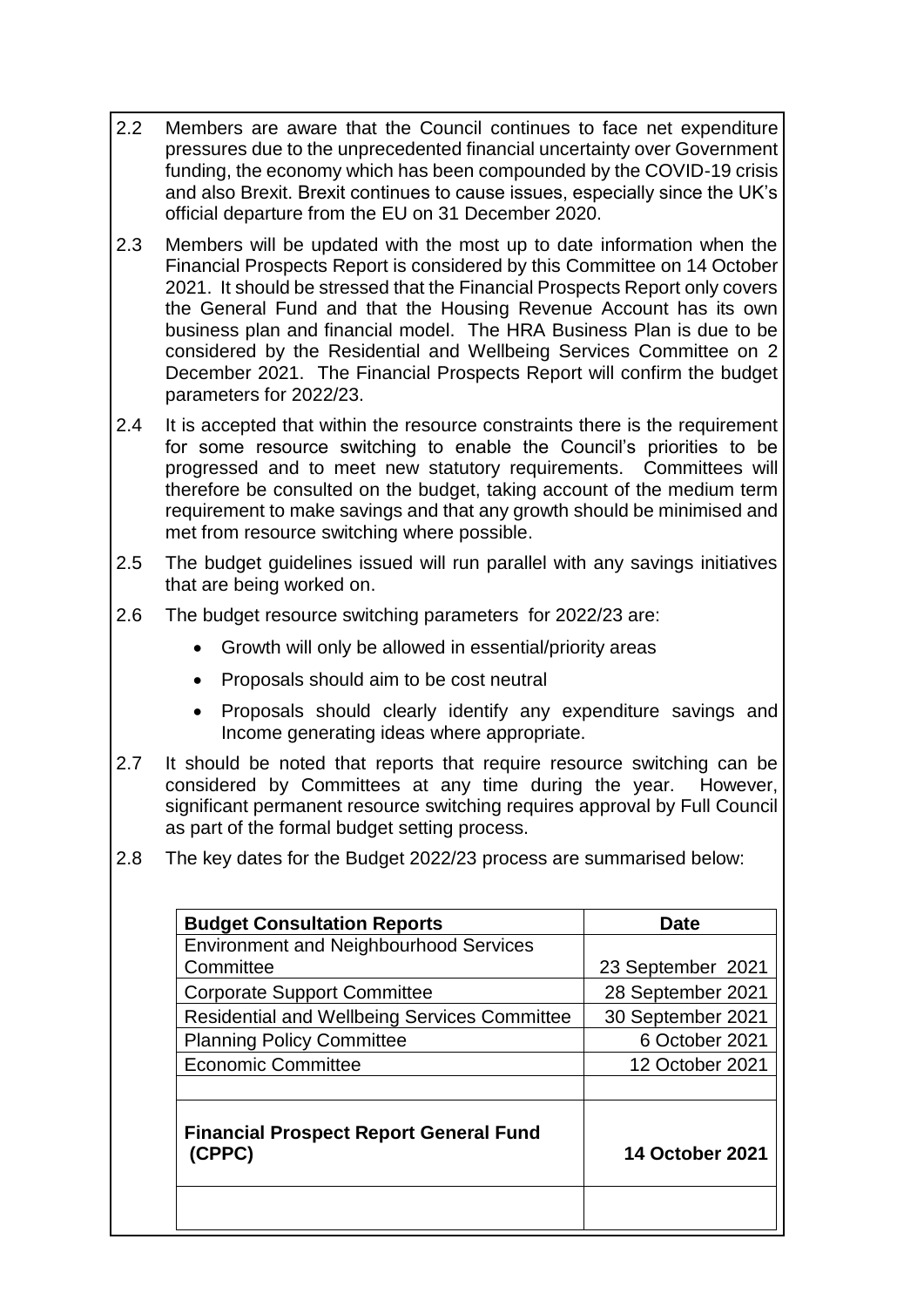2.2 Members are aware that the Council continues to face net expenditure pressures due to the unprecedented financial uncertainty over Government funding, the economy which has been compounded by the COVID-19 crisis and also Brexit. Brexit continues to cause issues, especially since the UK's official departure from the EU on 31 December 2020.

2.3 Members will be updated with the most up to date information when the Financial Prospects Report is considered by this Committee on 14 October 2021. It should be stressed that the Financial Prospects Report only covers the General Fund and that the Housing Revenue Account has its own business plan and financial model. The HRA Business Plan is due to be considered by the Residential and Wellbeing Services Committee on 2 December 2021. The Financial Prospects Report will confirm the budget parameters for 2022/23.

2.4 It is accepted that within the resource constraints there is the requirement for some resource switching to enable the Council's priorities to be progressed and to meet new statutory requirements. Committees will therefore be consulted on the budget, taking account of the medium term requirement to make savings and that any growth should be minimised and met from resource switching where possible.

2.5 The budget guidelines issued will run parallel with any savings initiatives that are being worked on.

2.6 The budget resource switching parameters for 2022/23 are:

- Growth will only be allowed in essential/priority areas
- Proposals should aim to be cost neutral
- Proposals should clearly identify any expenditure savings and Income generating ideas where appropriate.

2.7 It should be noted that reports that require resource switching can be considered by Committees at any time during the year. However, significant permanent resource switching requires approval by Full Council as part of the formal budget setting process.

2.8 The key dates for the Budget 2022/23 process are summarised below:

| **Budget Consultation Reports** | **Date** |
|---|---|
| Environment and Neighbourhood Services Committee | 23 September 2021 |
| Corporate Support Committee | 28 September 2021 |
| Residential and Wellbeing Services Committee | 30 September 2021 |
| Planning Policy Committee | 6 October 2021 |
| Economic Committee | 12 October 2021 |
| | |
| **Financial Prospect Report General Fund (CPPC)** | **14 October 2021** |
| | |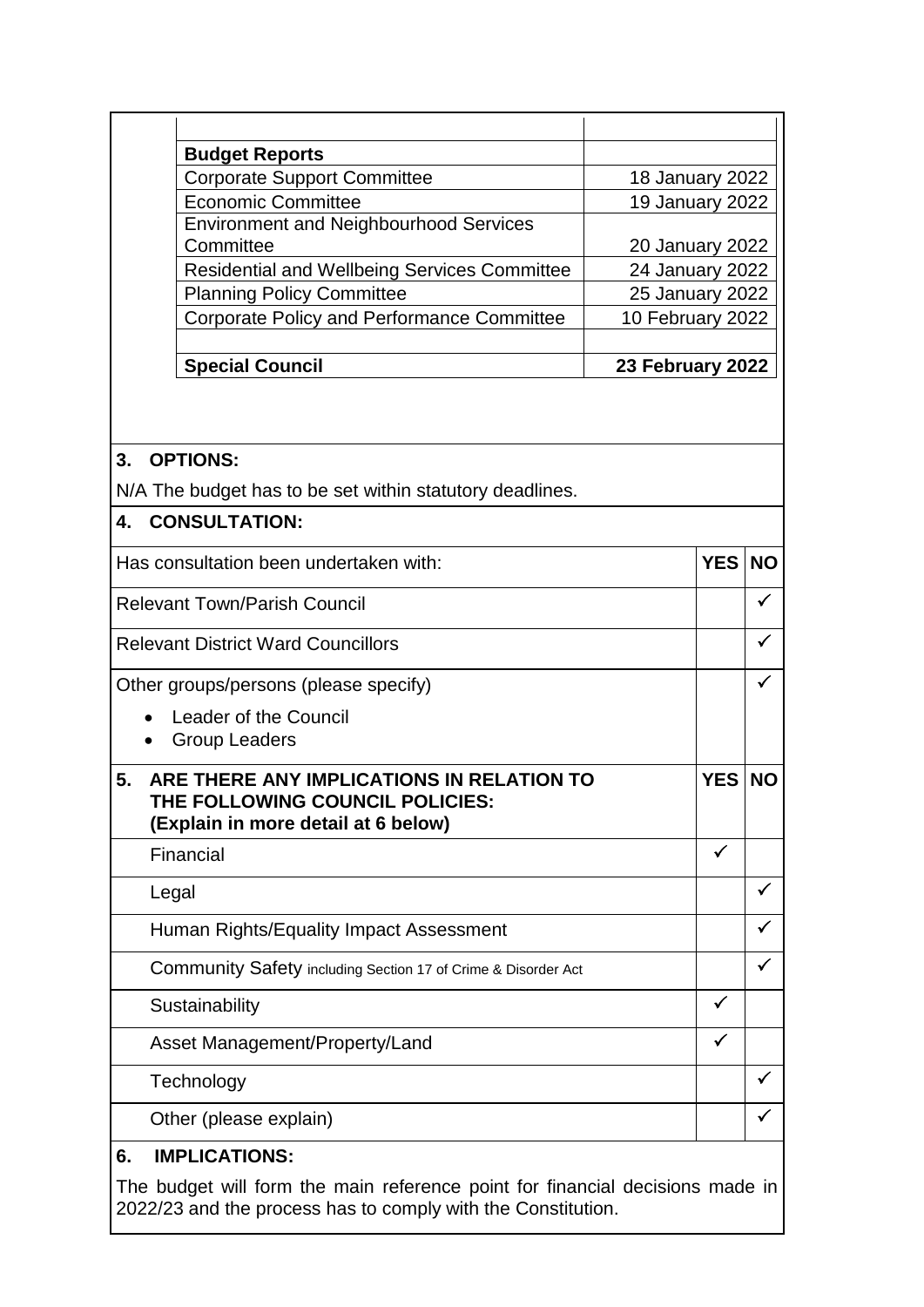| Budget Reports | |
|---|---|
| Corporate Support Committee | 18 January 2022 |
| Economic Committee | 19 January 2022 |
| Environment and Neighbourhood Services Committee | 20 January 2022 |
| Residential and Wellbeing Services Committee | 24 January 2022 |
| Planning Policy Committee | 25 January 2022 |
| Corporate Policy and Performance Committee | 10 February 2022 |
| | |
| **Special Council** | **23 February 2022** |

## 3. OPTIONS:

N/A The budget has to be set within statutory deadlines.

## 4. CONSULTATION:

| Has consultation been undertaken with: | YES | NO |
|---|---|---|
| Relevant Town/Parish Council | | ✓ |
| Relevant District Ward Councillors | | ✓ |
| Other groups/persons (please specify)<br>• Leader of the Council<br>• Group Leaders | | ✓ |

## 5. ARE THERE ANY IMPLICATIONS IN RELATION TO THE FOLLOWING COUNCIL POLICIES: (Explain in more detail at 6 below)

| | YES | NO |
|---|---|---|
| Financial | ✓ | |
| Legal | | ✓ |
| Human Rights/Equality Impact Assessment | | ✓ |
| Community Safety including Section 17 of Crime & Disorder Act | | ✓ |
| Sustainability | ✓ | |
| Asset Management/Property/Land | ✓ | |
| Technology | | ✓ |
| Other (please explain) | | ✓ |

## 6. IMPLICATIONS:

The budget will form the main reference point for financial decisions made in 2022/23 and the process has to comply with the Constitution.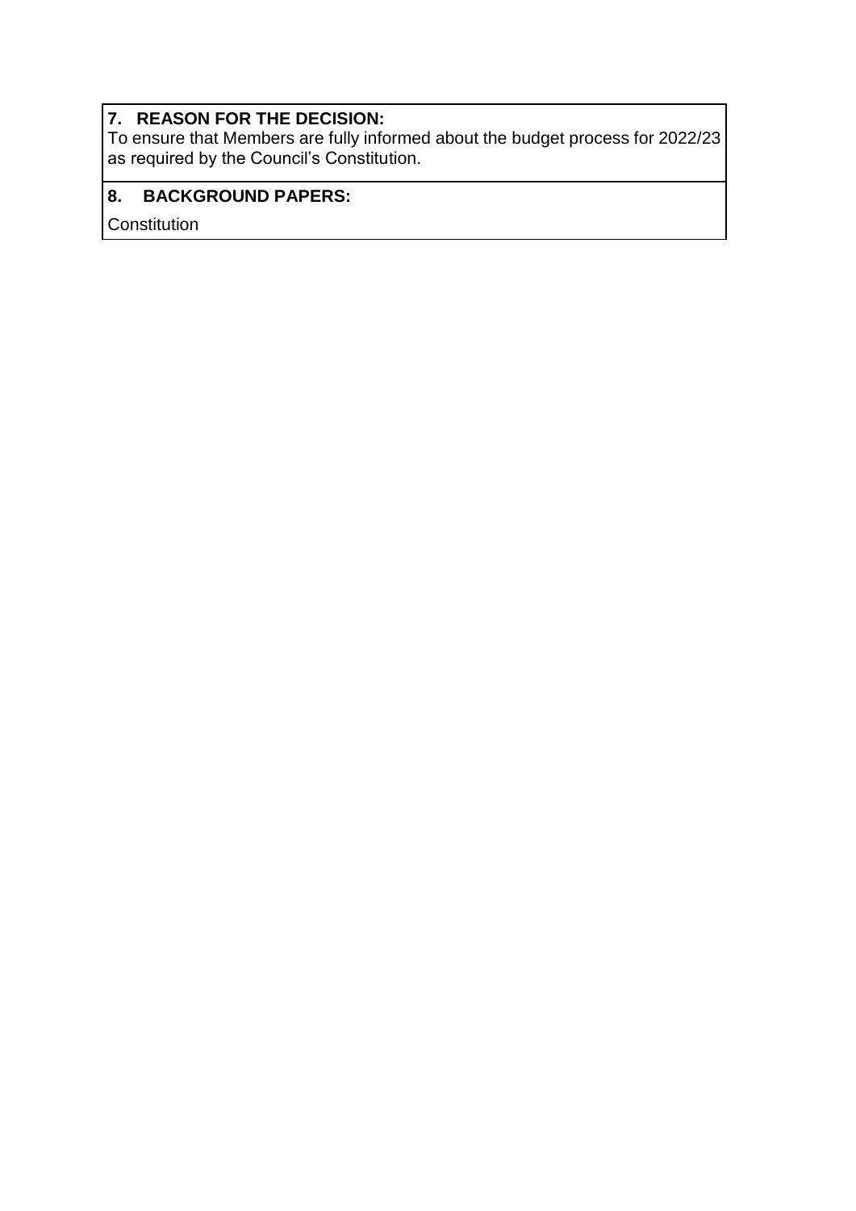## 7. REASON FOR THE DECISION:

To ensure that Members are fully informed about the budget process for 2022/23 as required by the Council's Constitution.

## 8. BACKGROUND PAPERS:

Constitution